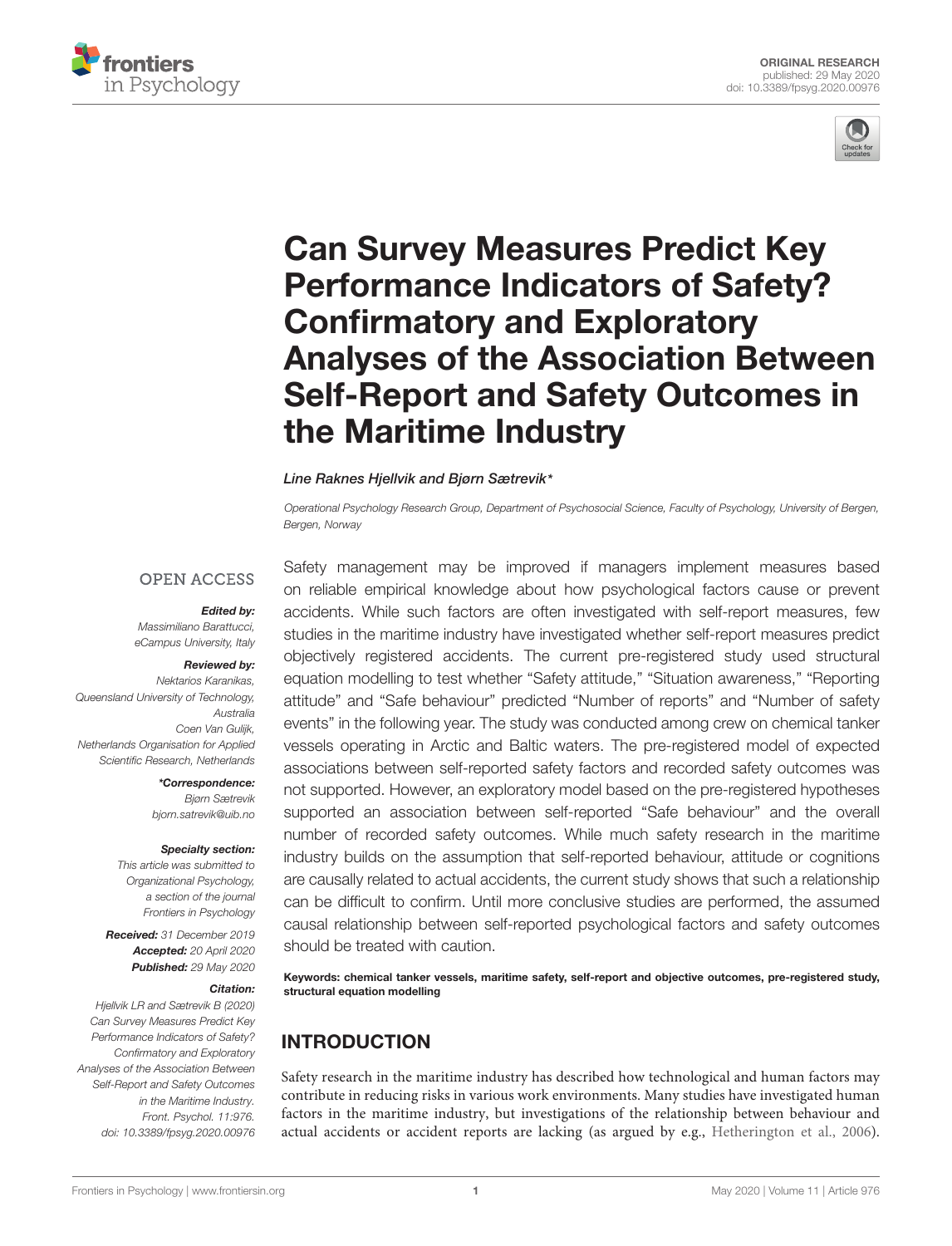ORIGINAL RESEARCH
published: 29 May 2020
doi: 10.3389/fpsyg.2020.00976

# Can Survey Measures Predict Key Performance Indicators of Safety? Confirmatory and Exploratory Analyses of the Association Between Self-Report and Safety Outcomes in the Maritime Industry

*Line Raknes Hjellvik and Bjørn Sætrevik\**

*Operational Psychology Research Group, Department of Psychosocial Science, Faculty of Psychology, University of Bergen, Bergen, Norway*

OPEN ACCESS

***Edited by:***
*Massimiliano Barattucci, eCampus University, Italy*

***Reviewed by:***
*Nektarios Karanikas, Queensland University of Technology, Australia*
*Coen Van Gulijk, Netherlands Organisation for Applied Scientific Research, Netherlands*

***\*Correspondence:***
*Bjørn Sætrevik*
*bjorn.satrevik@uib.no*

***Specialty section:***
*This article was submitted to Organizational Psychology, a section of the journal Frontiers in Psychology*

***Received:*** *31 December 2019*
***Accepted:*** *20 April 2020*
***Published:*** *29 May 2020*

***Citation:***
*Hjellvik LR and Sætrevik B (2020) Can Survey Measures Predict Key Performance Indicators of Safety? Confirmatory and Exploratory Analyses of the Association Between Self-Report and Safety Outcomes in the Maritime Industry. Front. Psychol. 11:976. doi: 10.3389/fpsyg.2020.00976*

Safety management may be improved if managers implement measures based on reliable empirical knowledge about how psychological factors cause or prevent accidents. While such factors are often investigated with self-report measures, few studies in the maritime industry have investigated whether self-report measures predict objectively registered accidents. The current pre-registered study used structural equation modelling to test whether "Safety attitude," "Situation awareness," "Reporting attitude" and "Safe behaviour" predicted "Number of reports" and "Number of safety events" in the following year. The study was conducted among crew on chemical tanker vessels operating in Arctic and Baltic waters. The pre-registered model of expected associations between self-reported safety factors and recorded safety outcomes was not supported. However, an exploratory model based on the pre-registered hypotheses supported an association between self-reported "Safe behaviour" and the overall number of recorded safety outcomes. While much safety research in the maritime industry builds on the assumption that self-reported behaviour, attitude or cognitions are causally related to actual accidents, the current study shows that such a relationship can be difficult to confirm. Until more conclusive studies are performed, the assumed causal relationship between self-reported psychological factors and safety outcomes should be treated with caution.

**Keywords: chemical tanker vessels, maritime safety, self-report and objective outcomes, pre-registered study, structural equation modelling**

## INTRODUCTION

Safety research in the maritime industry has described how technological and human factors may contribute in reducing risks in various work environments. Many studies have investigated human factors in the maritime industry, but investigations of the relationship between behaviour and actual accidents or accident reports are lacking (as argued by e.g., Hetherington et al., 2006).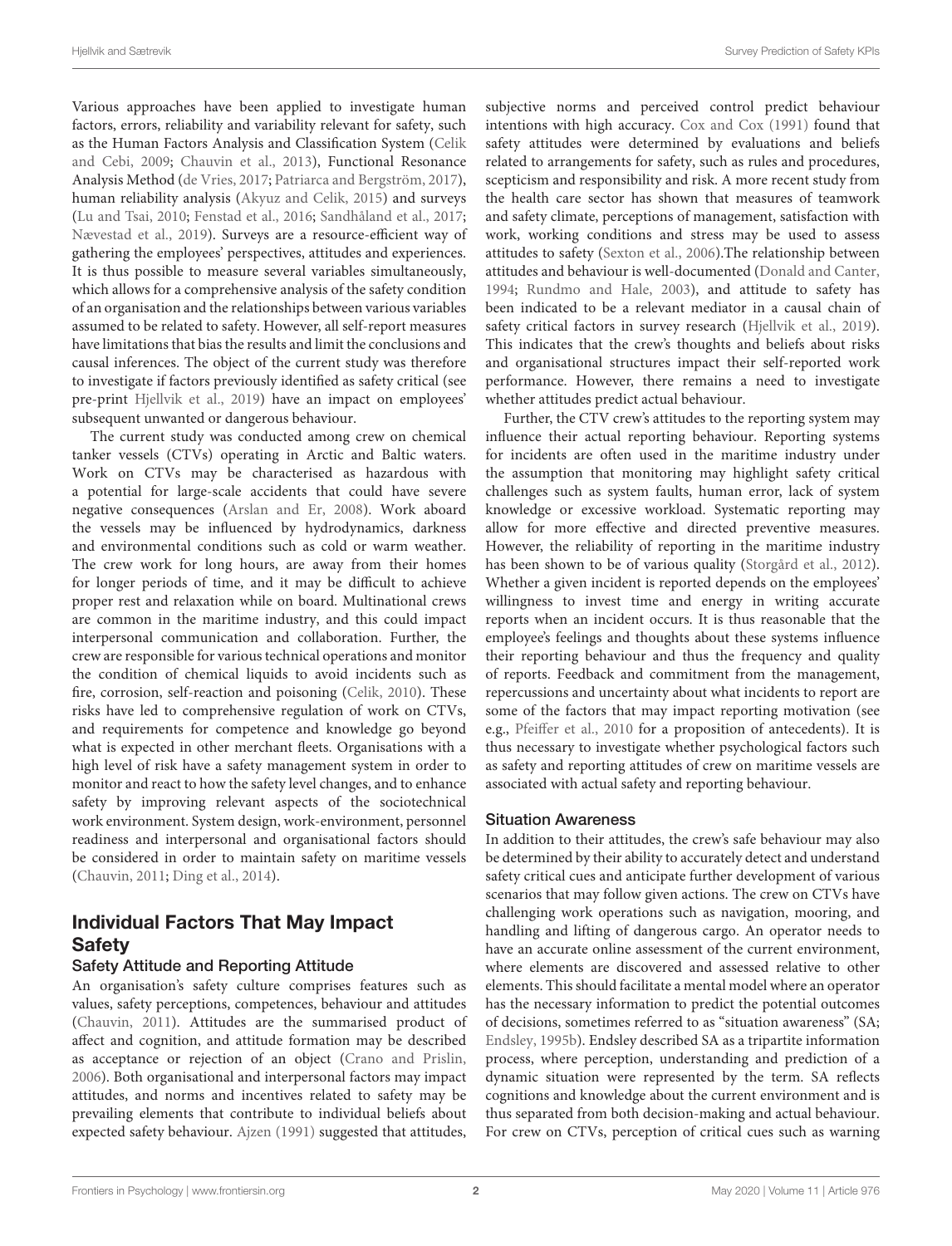Various approaches have been applied to investigate human factors, errors, reliability and variability relevant for safety, such as the Human Factors Analysis and Classification System (Celik and Cebi, 2009; Chauvin et al., 2013), Functional Resonance Analysis Method (de Vries, 2017; Patriarca and Bergström, 2017), human reliability analysis (Akyuz and Celik, 2015) and surveys (Lu and Tsai, 2010; Fenstad et al., 2016; Sandhåland et al., 2017; Nævestad et al., 2019). Surveys are a resource-efficient way of gathering the employees' perspectives, attitudes and experiences. It is thus possible to measure several variables simultaneously, which allows for a comprehensive analysis of the safety condition of an organisation and the relationships between various variables assumed to be related to safety. However, all self-report measures have limitations that bias the results and limit the conclusions and causal inferences. The object of the current study was therefore to investigate if factors previously identified as safety critical (see pre-print Hjellvik et al., 2019) have an impact on employees' subsequent unwanted or dangerous behaviour.

The current study was conducted among crew on chemical tanker vessels (CTVs) operating in Arctic and Baltic waters. Work on CTVs may be characterised as hazardous with a potential for large-scale accidents that could have severe negative consequences (Arslan and Er, 2008). Work aboard the vessels may be influenced by hydrodynamics, darkness and environmental conditions such as cold or warm weather. The crew work for long hours, are away from their homes for longer periods of time, and it may be difficult to achieve proper rest and relaxation while on board. Multinational crews are common in the maritime industry, and this could impact interpersonal communication and collaboration. Further, the crew are responsible for various technical operations and monitor the condition of chemical liquids to avoid incidents such as fire, corrosion, self-reaction and poisoning (Celik, 2010). These risks have led to comprehensive regulation of work on CTVs, and requirements for competence and knowledge go beyond what is expected in other merchant fleets. Organisations with a high level of risk have a safety management system in order to monitor and react to how the safety level changes, and to enhance safety by improving relevant aspects of the sociotechnical work environment. System design, work-environment, personnel readiness and interpersonal and organisational factors should be considered in order to maintain safety on maritime vessels (Chauvin, 2011; Ding et al., 2014).

## Individual Factors That May Impact Safety

### Safety Attitude and Reporting Attitude

An organisation's safety culture comprises features such as values, safety perceptions, competences, behaviour and attitudes (Chauvin, 2011). Attitudes are the summarised product of affect and cognition, and attitude formation may be described as acceptance or rejection of an object (Crano and Prislin, 2006). Both organisational and interpersonal factors may impact attitudes, and norms and incentives related to safety may be prevailing elements that contribute to individual beliefs about expected safety behaviour. Ajzen (1991) suggested that attitudes, subjective norms and perceived control predict behaviour intentions with high accuracy. Cox and Cox (1991) found that safety attitudes were determined by evaluations and beliefs related to arrangements for safety, such as rules and procedures, scepticism and responsibility and risk. A more recent study from the health care sector has shown that measures of teamwork and safety climate, perceptions of management, satisfaction with work, working conditions and stress may be used to assess attitudes to safety (Sexton et al., 2006).The relationship between attitudes and behaviour is well-documented (Donald and Canter, 1994; Rundmo and Hale, 2003), and attitude to safety has been indicated to be a relevant mediator in a causal chain of safety critical factors in survey research (Hjellvik et al., 2019). This indicates that the crew's thoughts and beliefs about risks and organisational structures impact their self-reported work performance. However, there remains a need to investigate whether attitudes predict actual behaviour.

Further, the CTV crew's attitudes to the reporting system may influence their actual reporting behaviour. Reporting systems for incidents are often used in the maritime industry under the assumption that monitoring may highlight safety critical challenges such as system faults, human error, lack of system knowledge or excessive workload. Systematic reporting may allow for more effective and directed preventive measures. However, the reliability of reporting in the maritime industry has been shown to be of various quality (Storgård et al., 2012). Whether a given incident is reported depends on the employees' willingness to invest time and energy in writing accurate reports when an incident occurs. It is thus reasonable that the employee's feelings and thoughts about these systems influence their reporting behaviour and thus the frequency and quality of reports. Feedback and commitment from the management, repercussions and uncertainty about what incidents to report are some of the factors that may impact reporting motivation (see e.g., Pfeiffer et al., 2010 for a proposition of antecedents). It is thus necessary to investigate whether psychological factors such as safety and reporting attitudes of crew on maritime vessels are associated with actual safety and reporting behaviour.

### Situation Awareness

In addition to their attitudes, the crew's safe behaviour may also be determined by their ability to accurately detect and understand safety critical cues and anticipate further development of various scenarios that may follow given actions. The crew on CTVs have challenging work operations such as navigation, mooring, and handling and lifting of dangerous cargo. An operator needs to have an accurate online assessment of the current environment, where elements are discovered and assessed relative to other elements. This should facilitate a mental model where an operator has the necessary information to predict the potential outcomes of decisions, sometimes referred to as "situation awareness" (SA; Endsley, 1995b). Endsley described SA as a tripartite information process, where perception, understanding and prediction of a dynamic situation were represented by the term. SA reflects cognitions and knowledge about the current environment and is thus separated from both decision-making and actual behaviour. For crew on CTVs, perception of critical cues such as warning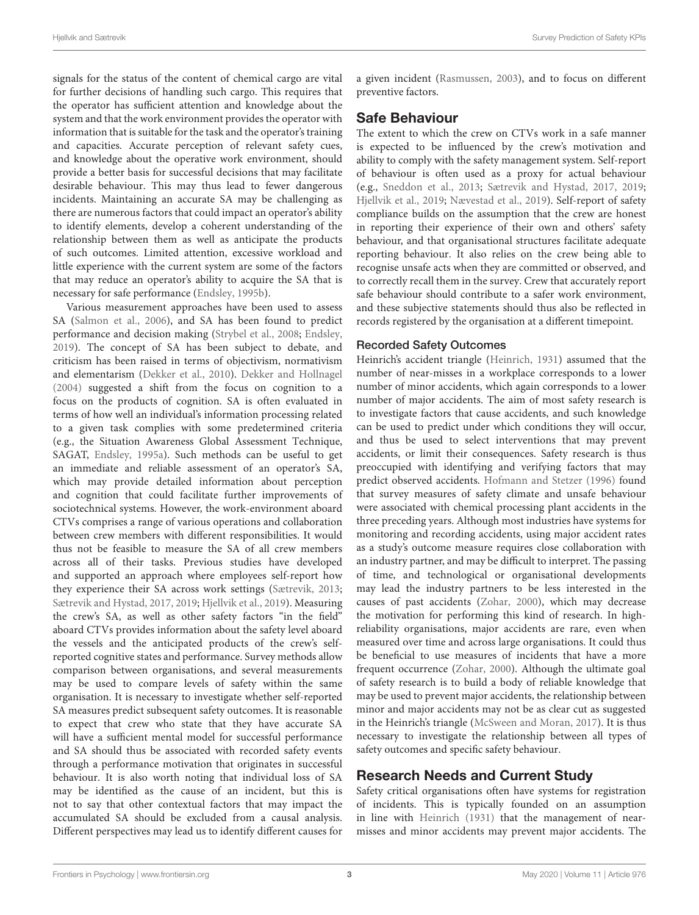signals for the status of the content of chemical cargo are vital for further decisions of handling such cargo. This requires that the operator has sufficient attention and knowledge about the system and that the work environment provides the operator with information that is suitable for the task and the operator's training and capacities. Accurate perception of relevant safety cues, and knowledge about the operative work environment, should provide a better basis for successful decisions that may facilitate desirable behaviour. This may thus lead to fewer dangerous incidents. Maintaining an accurate SA may be challenging as there are numerous factors that could impact an operator's ability to identify elements, develop a coherent understanding of the relationship between them as well as anticipate the products of such outcomes. Limited attention, excessive workload and little experience with the current system are some of the factors that may reduce an operator's ability to acquire the SA that is necessary for safe performance (Endsley, 1995b).

Various measurement approaches have been used to assess SA (Salmon et al., 2006), and SA has been found to predict performance and decision making (Strybel et al., 2008; Endsley, 2019). The concept of SA has been subject to debate, and criticism has been raised in terms of objectivism, normativism and elementarism (Dekker et al., 2010). Dekker and Hollnagel (2004) suggested a shift from the focus on cognition to a focus on the products of cognition. SA is often evaluated in terms of how well an individual's information processing related to a given task complies with some predetermined criteria (e.g., the Situation Awareness Global Assessment Technique, SAGAT, Endsley, 1995a). Such methods can be useful to get an immediate and reliable assessment of an operator's SA, which may provide detailed information about perception and cognition that could facilitate further improvements of sociotechnical systems. However, the work-environment aboard CTVs comprises a range of various operations and collaboration between crew members with different responsibilities. It would thus not be feasible to measure the SA of all crew members across all of their tasks. Previous studies have developed and supported an approach where employees self-report how they experience their SA across work settings (Sætrevik, 2013; Sætrevik and Hystad, 2017, 2019; Hjellvik et al., 2019). Measuring the crew's SA, as well as other safety factors "in the field" aboard CTVs provides information about the safety level aboard the vessels and the anticipated products of the crew's self-reported cognitive states and performance. Survey methods allow comparison between organisations, and several measurements may be used to compare levels of safety within the same organisation. It is necessary to investigate whether self-reported SA measures predict subsequent safety outcomes. It is reasonable to expect that crew who state that they have accurate SA will have a sufficient mental model for successful performance and SA should thus be associated with recorded safety events through a performance motivation that originates in successful behaviour. It is also worth noting that individual loss of SA may be identified as the cause of an incident, but this is not to say that other contextual factors that may impact the accumulated SA should be excluded from a causal analysis. Different perspectives may lead us to identify different causes for a given incident (Rasmussen, 2003), and to focus on different preventive factors.

## Safe Behaviour

The extent to which the crew on CTVs work in a safe manner is expected to be influenced by the crew's motivation and ability to comply with the safety management system. Self-report of behaviour is often used as a proxy for actual behaviour (e.g., Sneddon et al., 2013; Sætrevik and Hystad, 2017, 2019; Hjellvik et al., 2019; Nævestad et al., 2019). Self-report of safety compliance builds on the assumption that the crew are honest in reporting their experience of their own and others' safety behaviour, and that organisational structures facilitate adequate reporting behaviour. It also relies on the crew being able to recognise unsafe acts when they are committed or observed, and to correctly recall them in the survey. Crew that accurately report safe behaviour should contribute to a safer work environment, and these subjective statements should thus also be reflected in records registered by the organisation at a different timepoint.

### Recorded Safety Outcomes

Heinrich's accident triangle (Heinrich, 1931) assumed that the number of near-misses in a workplace corresponds to a lower number of minor accidents, which again corresponds to a lower number of major accidents. The aim of most safety research is to investigate factors that cause accidents, and such knowledge can be used to predict under which conditions they will occur, and thus be used to select interventions that may prevent accidents, or limit their consequences. Safety research is thus preoccupied with identifying and verifying factors that may predict observed accidents. Hofmann and Stetzer (1996) found that survey measures of safety climate and unsafe behaviour were associated with chemical processing plant accidents in the three preceding years. Although most industries have systems for monitoring and recording accidents, using major accident rates as a study's outcome measure requires close collaboration with an industry partner, and may be difficult to interpret. The passing of time, and technological or organisational developments may lead the industry partners to be less interested in the causes of past accidents (Zohar, 2000), which may decrease the motivation for performing this kind of research. In high-reliability organisations, major accidents are rare, even when measured over time and across large organisations. It could thus be beneficial to use measures of incidents that have a more frequent occurrence (Zohar, 2000). Although the ultimate goal of safety research is to build a body of reliable knowledge that may be used to prevent major accidents, the relationship between minor and major accidents may not be as clear cut as suggested in the Heinrich's triangle (McSween and Moran, 2017). It is thus necessary to investigate the relationship between all types of safety outcomes and specific safety behaviour.

## Research Needs and Current Study

Safety critical organisations often have systems for registration of incidents. This is typically founded on an assumption in line with Heinrich (1931) that the management of near-misses and minor accidents may prevent major accidents. The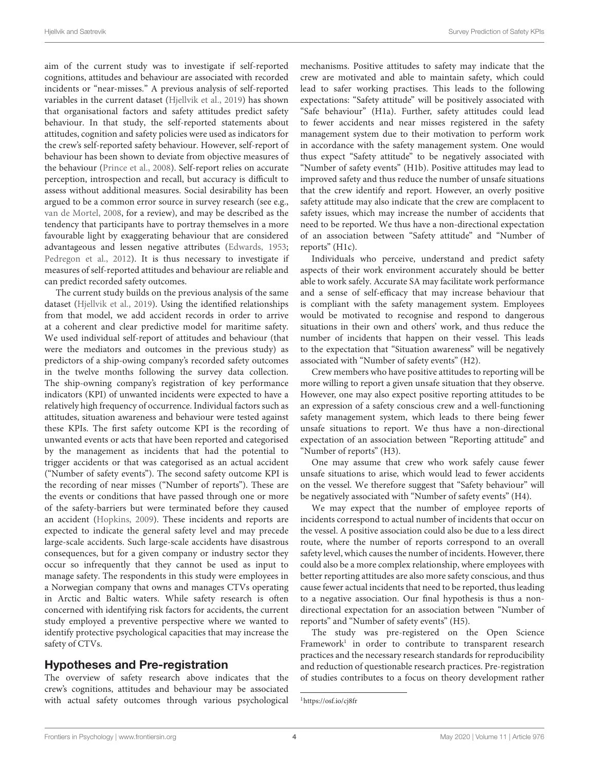aim of the current study was to investigate if self-reported cognitions, attitudes and behaviour are associated with recorded incidents or "near-misses." A previous analysis of self-reported variables in the current dataset (Hjellvik et al., 2019) has shown that organisational factors and safety attitudes predict safety behaviour. In that study, the self-reported statements about attitudes, cognition and safety policies were used as indicators for the crew's self-reported safety behaviour. However, self-report of behaviour has been shown to deviate from objective measures of the behaviour (Prince et al., 2008). Self-report relies on accurate perception, introspection and recall, but accuracy is difficult to assess without additional measures. Social desirability has been argued to be a common error source in survey research (see e.g., van de Mortel, 2008, for a review), and may be described as the tendency that participants have to portray themselves in a more favourable light by exaggerating behaviour that are considered advantageous and lessen negative attributes (Edwards, 1953; Pedregon et al., 2012). It is thus necessary to investigate if measures of self-reported attitudes and behaviour are reliable and can predict recorded safety outcomes.

The current study builds on the previous analysis of the same dataset (Hjellvik et al., 2019). Using the identified relationships from that model, we add accident records in order to arrive at a coherent and clear predictive model for maritime safety. We used individual self-report of attitudes and behaviour (that were the mediators and outcomes in the previous study) as predictors of a ship-owing company's recorded safety outcomes in the twelve months following the survey data collection. The ship-owning company's registration of key performance indicators (KPI) of unwanted incidents were expected to have a relatively high frequency of occurrence. Individual factors such as attitudes, situation awareness and behaviour were tested against these KPIs. The first safety outcome KPI is the recording of unwanted events or acts that have been reported and categorised by the management as incidents that had the potential to trigger accidents or that was categorised as an actual accident ("Number of safety events"). The second safety outcome KPI is the recording of near misses ("Number of reports"). These are the events or conditions that have passed through one or more of the safety-barriers but were terminated before they caused an accident (Hopkins, 2009). These incidents and reports are expected to indicate the general safety level and may precede large-scale accidents. Such large-scale accidents have disastrous consequences, but for a given company or industry sector they occur so infrequently that they cannot be used as input to manage safety. The respondents in this study were employees in a Norwegian company that owns and manages CTVs operating in Arctic and Baltic waters. While safety research is often concerned with identifying risk factors for accidents, the current study employed a preventive perspective where we wanted to identify protective psychological capacities that may increase the safety of CTVs.

## Hypotheses and Pre-registration

The overview of safety research above indicates that the crew's cognitions, attitudes and behaviour may be associated with actual safety outcomes through various psychological mechanisms. Positive attitudes to safety may indicate that the crew are motivated and able to maintain safety, which could lead to safer working practises. This leads to the following expectations: "Safety attitude" will be positively associated with "Safe behaviour" (H1a). Further, safety attitudes could lead to fewer accidents and near misses registered in the safety management system due to their motivation to perform work in accordance with the safety management system. One would thus expect "Safety attitude" to be negatively associated with "Number of safety events" (H1b). Positive attitudes may lead to improved safety and thus reduce the number of unsafe situations that the crew identify and report. However, an overly positive safety attitude may also indicate that the crew are complacent to safety issues, which may increase the number of accidents that need to be reported. We thus have a non-directional expectation of an association between "Safety attitude" and "Number of reports" (H1c).

Individuals who perceive, understand and predict safety aspects of their work environment accurately should be better able to work safely. Accurate SA may facilitate work performance and a sense of self-efficacy that may increase behaviour that is compliant with the safety management system. Employees would be motivated to recognise and respond to dangerous situations in their own and others' work, and thus reduce the number of incidents that happen on their vessel. This leads to the expectation that "Situation awareness" will be negatively associated with "Number of safety events" (H2).

Crew members who have positive attitudes to reporting will be more willing to report a given unsafe situation that they observe. However, one may also expect positive reporting attitudes to be an expression of a safety conscious crew and a well-functioning safety management system, which leads to there being fewer unsafe situations to report. We thus have a non-directional expectation of an association between "Reporting attitude" and "Number of reports" (H3).

One may assume that crew who work safely cause fewer unsafe situations to arise, which would lead to fewer accidents on the vessel. We therefore suggest that "Safety behaviour" will be negatively associated with "Number of safety events" (H4).

We may expect that the number of employee reports of incidents correspond to actual number of incidents that occur on the vessel. A positive association could also be due to a less direct route, where the number of reports correspond to an overall safety level, which causes the number of incidents. However, there could also be a more complex relationship, where employees with better reporting attitudes are also more safety conscious, and thus cause fewer actual incidents that need to be reported, thus leading to a negative association. Our final hypothesis is thus a non-directional expectation for an association between "Number of reports" and "Number of safety events" (H5).

The study was pre-registered on the Open Science Framework[1] in order to contribute to transparent research practices and the necessary research standards for reproducibility and reduction of questionable research practices. Pre-registration of studies contributes to a focus on theory development rather

[1] https://osf.io/cj8fr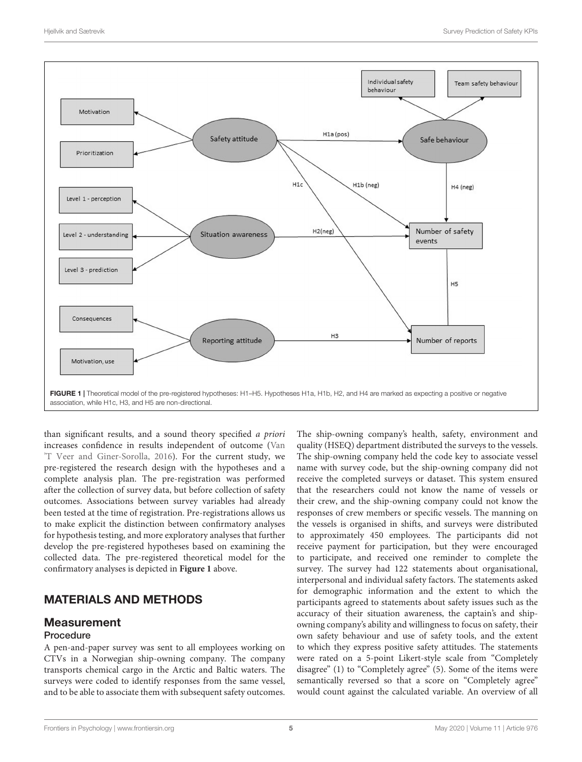FIGURE 1 | Theoretical model of the pre-registered hypotheses: H1–H5. Hypotheses H1a, H1b, H2, and H4 are marked as expecting a positive or negative association, while H1c, H3, and H5 are non-directional.

than significant results, and a sound theory specified *a priori* increases confidence in results independent of outcome (Van 'T Veer and Giner-Sorolla, 2016). For the current study, we pre-registered the research design with the hypotheses and a complete analysis plan. The pre-registration was performed after the collection of survey data, but before collection of safety outcomes. Associations between survey variables had already been tested at the time of registration. Pre-registrations allows us to make explicit the distinction between confirmatory analyses for hypothesis testing, and more exploratory analyses that further develop the pre-registered hypotheses based on examining the collected data. The pre-registered theoretical model for the confirmatory analyses is depicted in **Figure 1** above.

## MATERIALS AND METHODS

### Measurement

#### Procedure

A pen-and-paper survey was sent to all employees working on CTVs in a Norwegian ship-owning company. The company transports chemical cargo in the Arctic and Baltic waters. The surveys were coded to identify responses from the same vessel, and to be able to associate them with subsequent safety outcomes. The ship-owning company's health, safety, environment and quality (HSEQ) department distributed the surveys to the vessels. The ship-owning company held the code key to associate vessel name with survey code, but the ship-owning company did not receive the completed surveys or dataset. This system ensured that the researchers could not know the name of vessels or their crew, and the ship-owning company could not know the responses of crew members or specific vessels. The manning on the vessels is organised in shifts, and surveys were distributed to approximately 450 employees. The participants did not receive payment for participation, but they were encouraged to participate, and received one reminder to complete the survey. The survey had 122 statements about organisational, interpersonal and individual safety factors. The statements asked for demographic information and the extent to which the participants agreed to statements about safety issues such as the accuracy of their situation awareness, the captain's and ship-owning company's ability and willingness to focus on safety, their own safety behaviour and use of safety tools, and the extent to which they express positive safety attitudes. The statements were rated on a 5-point Likert-style scale from "Completely disagree" (1) to "Completely agree" (5). Some of the items were semantically reversed so that a score on "Completely agree" would count against the calculated variable. An overview of all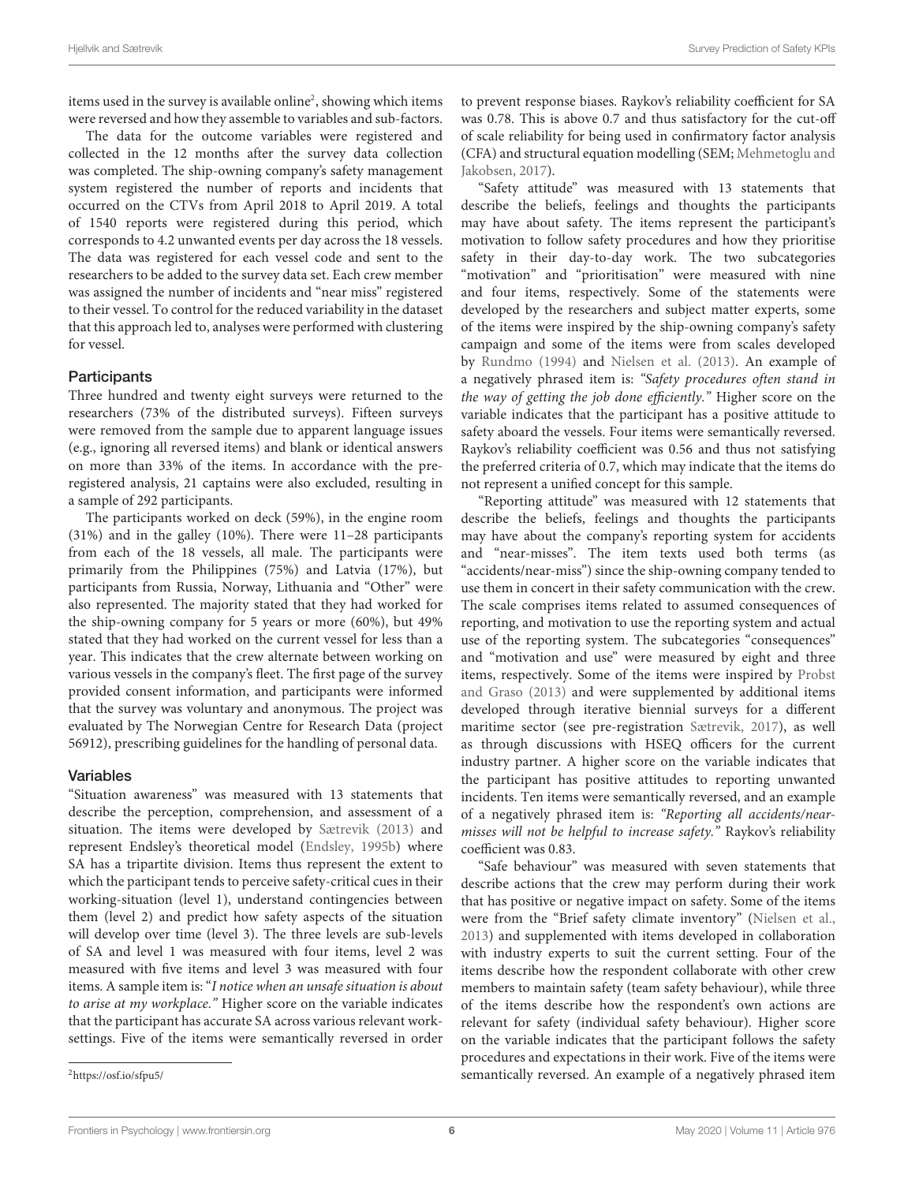items used in the survey is available online[2], showing which items were reversed and how they assemble to variables and sub-factors.

The data for the outcome variables were registered and collected in the 12 months after the survey data collection was completed. The ship-owning company's safety management system registered the number of reports and incidents that occurred on the CTVs from April 2018 to April 2019. A total of 1540 reports were registered during this period, which corresponds to 4.2 unwanted events per day across the 18 vessels. The data was registered for each vessel code and sent to the researchers to be added to the survey data set. Each crew member was assigned the number of incidents and "near miss" registered to their vessel. To control for the reduced variability in the dataset that this approach led to, analyses were performed with clustering for vessel.

## Participants

Three hundred and twenty eight surveys were returned to the researchers (73% of the distributed surveys). Fifteen surveys were removed from the sample due to apparent language issues (e.g., ignoring all reversed items) and blank or identical answers on more than 33% of the items. In accordance with the pre-registered analysis, 21 captains were also excluded, resulting in a sample of 292 participants.

The participants worked on deck (59%), in the engine room (31%) and in the galley (10%). There were 11–28 participants from each of the 18 vessels, all male. The participants were primarily from the Philippines (75%) and Latvia (17%), but participants from Russia, Norway, Lithuania and "Other" were also represented. The majority stated that they had worked for the ship-owning company for 5 years or more (60%), but 49% stated that they had worked on the current vessel for less than a year. This indicates that the crew alternate between working on various vessels in the company's fleet. The first page of the survey provided consent information, and participants were informed that the survey was voluntary and anonymous. The project was evaluated by The Norwegian Centre for Research Data (project 56912), prescribing guidelines for the handling of personal data.

## Variables

"Situation awareness" was measured with 13 statements that describe the perception, comprehension, and assessment of a situation. The items were developed by Sætrevik (2013) and represent Endsley's theoretical model (Endsley, 1995b) where SA has a tripartite division. Items thus represent the extent to which the participant tends to perceive safety-critical cues in their working-situation (level 1), understand contingencies between them (level 2) and predict how safety aspects of the situation will develop over time (level 3). The three levels are sub-levels of SA and level 1 was measured with four items, level 2 was measured with five items and level 3 was measured with four items. A sample item is: "*I notice when an unsafe situation is about to arise at my workplace.*" Higher score on the variable indicates that the participant has accurate SA across various relevant work-settings. Five of the items were semantically reversed in order to prevent response biases. Raykov's reliability coefficient for SA was 0.78. This is above 0.7 and thus satisfactory for the cut-off of scale reliability for being used in confirmatory factor analysis (CFA) and structural equation modelling (SEM; Mehmetoglu and Jakobsen, 2017).

"Safety attitude" was measured with 13 statements that describe the beliefs, feelings and thoughts the participants may have about safety. The items represent the participant's motivation to follow safety procedures and how they prioritise safety in their day-to-day work. The two subcategories "motivation" and "prioritisation" were measured with nine and four items, respectively. Some of the statements were developed by the researchers and subject matter experts, some of the items were inspired by the ship-owning company's safety campaign and some of the items were from scales developed by Rundmo (1994) and Nielsen et al. (2013). An example of a negatively phrased item is: *"Safety procedures often stand in the way of getting the job done efficiently."* Higher score on the variable indicates that the participant has a positive attitude to safety aboard the vessels. Four items were semantically reversed. Raykov's reliability coefficient was 0.56 and thus not satisfying the preferred criteria of 0.7, which may indicate that the items do not represent a unified concept for this sample.

"Reporting attitude" was measured with 12 statements that describe the beliefs, feelings and thoughts the participants may have about the company's reporting system for accidents and "near-misses". The item texts used both terms (as "accidents/near-miss") since the ship-owning company tended to use them in concert in their safety communication with the crew. The scale comprises items related to assumed consequences of reporting, and motivation to use the reporting system and actual use of the reporting system. The subcategories "consequences" and "motivation and use" were measured by eight and three items, respectively. Some of the items were inspired by Probst and Graso (2013) and were supplemented by additional items developed through iterative biennial surveys for a different maritime sector (see pre-registration Sætrevik, 2017), as well as through discussions with HSEQ officers for the current industry partner. A higher score on the variable indicates that the participant has positive attitudes to reporting unwanted incidents. Ten items were semantically reversed, and an example of a negatively phrased item is: *"Reporting all accidents/near-misses will not be helpful to increase safety."* Raykov's reliability coefficient was 0.83.

"Safe behaviour" was measured with seven statements that describe actions that the crew may perform during their work that has positive or negative impact on safety. Some of the items were from the "Brief safety climate inventory" (Nielsen et al., 2013) and supplemented with items developed in collaboration with industry experts to suit the current setting. Four of the items describe how the respondent collaborate with other crew members to maintain safety (team safety behaviour), while three of the items describe how the respondent's own actions are relevant for safety (individual safety behaviour). Higher score on the variable indicates that the participant follows the safety procedures and expectations in their work. Five of the items were semantically reversed. An example of a negatively phrased item

[2]https://osf.io/sfpu5/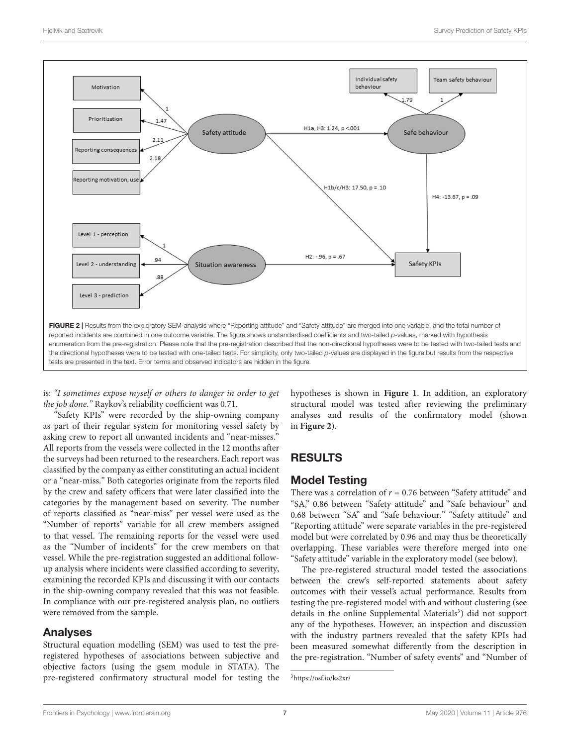FIGURE 2 | Results from the exploratory SEM-analysis where "Reporting attitude" and "Safety attitude" are merged into one variable, and the total number of reported incidents are combined in one outcome variable. The figure shows unstandardised coefficients and two-tailed *p*-values, marked with hypothesis enumeration from the pre-registration. Please note that the pre-registration described that the non-directional hypotheses were to be tested with two-tailed tests and the directional hypotheses were to be tested with one-tailed tests. For simplicity, only two-tailed *p*-values are displayed in the figure but results from the respective tests are presented in the text. Error terms and observed indicators are hidden in the figure.

is: *"I sometimes expose myself or others to danger in order to get the job done."* Raykov's reliability coefficient was 0.71.

"Safety KPIs" were recorded by the ship-owning company as part of their regular system for monitoring vessel safety by asking crew to report all unwanted incidents and "near-misses." All reports from the vessels were collected in the 12 months after the surveys had been returned to the researchers. Each report was classified by the company as either constituting an actual incident or a "near-miss." Both categories originate from the reports filed by the crew and safety officers that were later classified into the categories by the management based on severity. The number of reports classified as "near-miss" per vessel were used as the "Number of reports" variable for all crew members assigned to that vessel. The remaining reports for the vessel were used as the "Number of incidents" for the crew members on that vessel. While the pre-registration suggested an additional follow-up analysis where incidents were classified according to severity, examining the recorded KPIs and discussing it with our contacts in the ship-owning company revealed that this was not feasible. In compliance with our pre-registered analysis plan, no outliers were removed from the sample.

## Analyses

Structural equation modelling (SEM) was used to test the pre-registered hypotheses of associations between subjective and objective factors (using the gsem module in STATA). The pre-registered confirmatory structural model for testing the hypotheses is shown in **Figure 1**. In addition, an exploratory structural model was tested after reviewing the preliminary analyses and results of the confirmatory model (shown in **Figure 2**).

# RESULTS

## Model Testing

There was a correlation of $r = 0.76$ between "Safety attitude" and "SA," 0.86 between "Safety attitude" and "Safe behaviour" and 0.68 between "SA" and "Safe behaviour." "Safety attitude" and "Reporting attitude" were separate variables in the pre-registered model but were correlated by 0.96 and may thus be theoretically overlapping. These variables were therefore merged into one "Safety attitude" variable in the exploratory model (see below).

The pre-registered structural model tested the associations between the crew's self-reported statements about safety outcomes with their vessel's actual performance. Results from testing the pre-registered model with and without clustering (see details in the online Supplemental Materials[3]) did not support any of the hypotheses. However, an inspection and discussion with the industry partners revealed that the safety KPIs had been measured somewhat differently from the description in the pre-registration. "Number of safety events" and "Number of

[3] https://osf.io/ks2xr/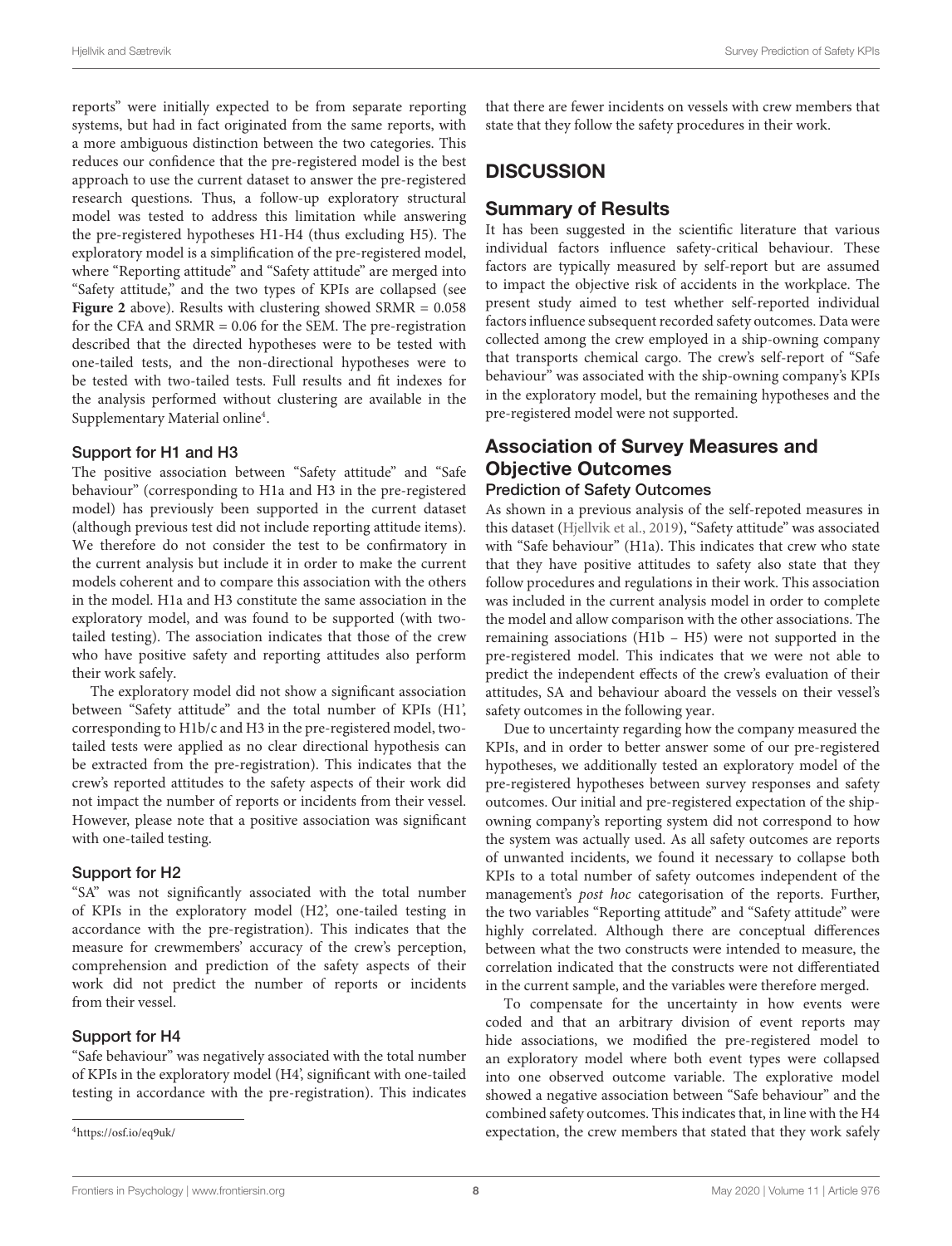reports" were initially expected to be from separate reporting systems, but had in fact originated from the same reports, with a more ambiguous distinction between the two categories. This reduces our confidence that the pre-registered model is the best approach to use the current dataset to answer the pre-registered research questions. Thus, a follow-up exploratory structural model was tested to address this limitation while answering the pre-registered hypotheses H1-H4 (thus excluding H5). The exploratory model is a simplification of the pre-registered model, where "Reporting attitude" and "Safety attitude" are merged into "Safety attitude," and the two types of KPIs are collapsed (see **Figure 2** above). Results with clustering showed SRMR = 0.058 for the CFA and SRMR = 0.06 for the SEM. The pre-registration described that the directed hypotheses were to be tested with one-tailed tests, and the non-directional hypotheses were to be tested with two-tailed tests. Full results and fit indexes for the analysis performed without clustering are available in the Supplementary Material online[4].

### Support for H1 and H3

The positive association between "Safety attitude" and "Safe behaviour" (corresponding to H1a and H3 in the pre-registered model) has previously been supported in the current dataset (although previous test did not include reporting attitude items). We therefore do not consider the test to be confirmatory in the current analysis but include it in order to make the current models coherent and to compare this association with the others in the model. H1a and H3 constitute the same association in the exploratory model, and was found to be supported (with two-tailed testing). The association indicates that those of the crew who have positive safety and reporting attitudes also perform their work safely.

The exploratory model did not show a significant association between "Safety attitude" and the total number of KPIs (H1', corresponding to H1b/c and H3 in the pre-registered model, two-tailed tests were applied as no clear directional hypothesis can be extracted from the pre-registration). This indicates that the crew's reported attitudes to the safety aspects of their work did not impact the number of reports or incidents from their vessel. However, please note that a positive association was significant with one-tailed testing.

### Support for H2

"SA" was not significantly associated with the total number of KPIs in the exploratory model (H2', one-tailed testing in accordance with the pre-registration). This indicates that the measure for crewmembers' accuracy of the crew's perception, comprehension and prediction of the safety aspects of their work did not predict the number of reports or incidents from their vessel.

### Support for H4

"Safe behaviour" was negatively associated with the total number of KPIs in the exploratory model (H4', significant with one-tailed testing in accordance with the pre-registration). This indicates that there are fewer incidents on vessels with crew members that state that they follow the safety procedures in their work.

[4]https://osf.io/eq9uk/

# DISCUSSION

## Summary of Results

It has been suggested in the scientific literature that various individual factors influence safety-critical behaviour. These factors are typically measured by self-report but are assumed to impact the objective risk of accidents in the workplace. The present study aimed to test whether self-reported individual factors influence subsequent recorded safety outcomes. Data were collected among the crew employed in a ship-owning company that transports chemical cargo. The crew's self-report of "Safe behaviour" was associated with the ship-owning company's KPIs in the exploratory model, but the remaining hypotheses and the pre-registered model were not supported.

## Association of Survey Measures and Objective Outcomes

### Prediction of Safety Outcomes

As shown in a previous analysis of the self-repoted measures in this dataset (Hjellvik et al., 2019), "Safety attitude" was associated with "Safe behaviour" (H1a). This indicates that crew who state that they have positive attitudes to safety also state that they follow procedures and regulations in their work. This association was included in the current analysis model in order to complete the model and allow comparison with the other associations. The remaining associations (H1b – H5) were not supported in the pre-registered model. This indicates that we were not able to predict the independent effects of the crew's evaluation of their attitudes, SA and behaviour aboard the vessels on their vessel's safety outcomes in the following year.

Due to uncertainty regarding how the company measured the KPIs, and in order to better answer some of our pre-registered hypotheses, we additionally tested an exploratory model of the pre-registered hypotheses between survey responses and safety outcomes. Our initial and pre-registered expectation of the ship-owning company's reporting system did not correspond to how the system was actually used. As all safety outcomes are reports of unwanted incidents, we found it necessary to collapse both KPIs to a total number of safety outcomes independent of the management's *post hoc* categorisation of the reports. Further, the two variables "Reporting attitude" and "Safety attitude" were highly correlated. Although there are conceptual differences between what the two constructs were intended to measure, the correlation indicated that the constructs were not differentiated in the current sample, and the variables were therefore merged.

To compensate for the uncertainty in how events were coded and that an arbitrary division of event reports may hide associations, we modified the pre-registered model to an exploratory model where both event types were collapsed into one observed outcome variable. The explorative model showed a negative association between "Safe behaviour" and the combined safety outcomes. This indicates that, in line with the H4 expectation, the crew members that stated that they work safely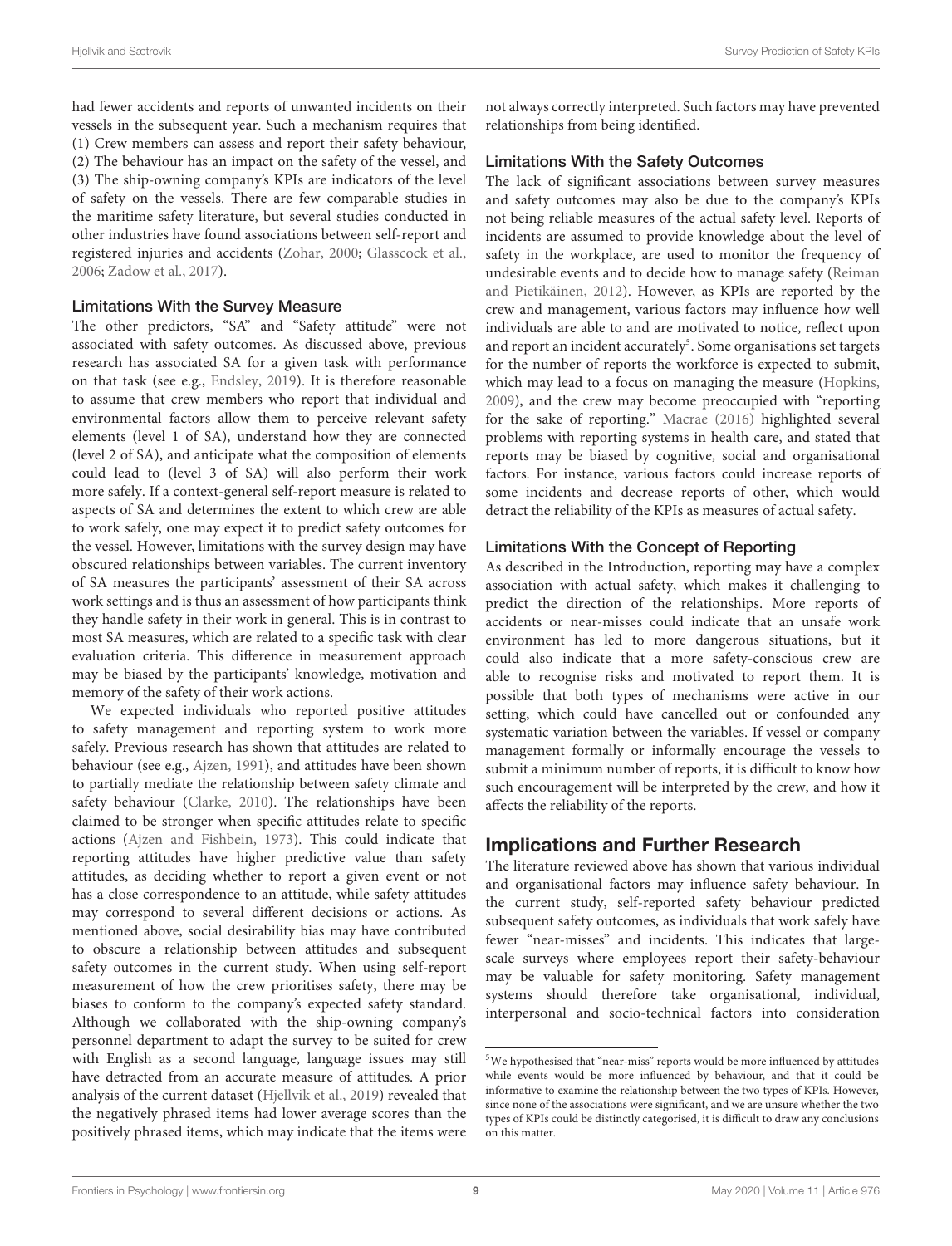had fewer accidents and reports of unwanted incidents on their vessels in the subsequent year. Such a mechanism requires that (1) Crew members can assess and report their safety behaviour, (2) The behaviour has an impact on the safety of the vessel, and (3) The ship-owning company's KPIs are indicators of the level of safety on the vessels. There are few comparable studies in the maritime safety literature, but several studies conducted in other industries have found associations between self-report and registered injuries and accidents (Zohar, 2000; Glasscock et al., 2006; Zadow et al., 2017).

### Limitations With the Survey Measure

The other predictors, "SA" and "Safety attitude" were not associated with safety outcomes. As discussed above, previous research has associated SA for a given task with performance on that task (see e.g., Endsley, 2019). It is therefore reasonable to assume that crew members who report that individual and environmental factors allow them to perceive relevant safety elements (level 1 of SA), understand how they are connected (level 2 of SA), and anticipate what the composition of elements could lead to (level 3 of SA) will also perform their work more safely. If a context-general self-report measure is related to aspects of SA and determines the extent to which crew are able to work safely, one may expect it to predict safety outcomes for the vessel. However, limitations with the survey design may have obscured relationships between variables. The current inventory of SA measures the participants' assessment of their SA across work settings and is thus an assessment of how participants think they handle safety in their work in general. This is in contrast to most SA measures, which are related to a specific task with clear evaluation criteria. This difference in measurement approach may be biased by the participants' knowledge, motivation and memory of the safety of their work actions.

We expected individuals who reported positive attitudes to safety management and reporting system to work more safely. Previous research has shown that attitudes are related to behaviour (see e.g., Ajzen, 1991), and attitudes have been shown to partially mediate the relationship between safety climate and safety behaviour (Clarke, 2010). The relationships have been claimed to be stronger when specific attitudes relate to specific actions (Ajzen and Fishbein, 1973). This could indicate that reporting attitudes have higher predictive value than safety attitudes, as deciding whether to report a given event or not has a close correspondence to an attitude, while safety attitudes may correspond to several different decisions or actions. As mentioned above, social desirability bias may have contributed to obscure a relationship between attitudes and subsequent safety outcomes in the current study. When using self-report measurement of how the crew prioritises safety, there may be biases to conform to the company's expected safety standard. Although we collaborated with the ship-owning company's personnel department to adapt the survey to be suited for crew with English as a second language, language issues may still have detracted from an accurate measure of attitudes. A prior analysis of the current dataset (Hjellvik et al., 2019) revealed that the negatively phrased items had lower average scores than the positively phrased items, which may indicate that the items were not always correctly interpreted. Such factors may have prevented relationships from being identified.

### Limitations With the Safety Outcomes

The lack of significant associations between survey measures and safety outcomes may also be due to the company's KPIs not being reliable measures of the actual safety level. Reports of incidents are assumed to provide knowledge about the level of safety in the workplace, are used to monitor the frequency of undesirable events and to decide how to manage safety (Reiman and Pietikäinen, 2012). However, as KPIs are reported by the crew and management, various factors may influence how well individuals are able to and are motivated to notice, reflect upon and report an incident accurately[5]. Some organisations set targets for the number of reports the workforce is expected to submit, which may lead to a focus on managing the measure (Hopkins, 2009), and the crew may become preoccupied with "reporting for the sake of reporting." Macrae (2016) highlighted several problems with reporting systems in health care, and stated that reports may be biased by cognitive, social and organisational factors. For instance, various factors could increase reports of some incidents and decrease reports of other, which would detract the reliability of the KPIs as measures of actual safety.

### Limitations With the Concept of Reporting

As described in the Introduction, reporting may have a complex association with actual safety, which makes it challenging to predict the direction of the relationships. More reports of accidents or near-misses could indicate that an unsafe work environment has led to more dangerous situations, but it could also indicate that a more safety-conscious crew are able to recognise risks and motivated to report them. It is possible that both types of mechanisms were active in our setting, which could have cancelled out or confounded any systematic variation between the variables. If vessel or company management formally or informally encourage the vessels to submit a minimum number of reports, it is difficult to know how such encouragement will be interpreted by the crew, and how it affects the reliability of the reports.

## Implications and Further Research

The literature reviewed above has shown that various individual and organisational factors may influence safety behaviour. In the current study, self-reported safety behaviour predicted subsequent safety outcomes, as individuals that work safely have fewer "near-misses" and incidents. This indicates that large-scale surveys where employees report their safety-behaviour may be valuable for safety monitoring. Safety management systems should therefore take organisational, individual, interpersonal and socio-technical factors into consideration

[5]We hypothesised that "near-miss" reports would be more influenced by attitudes while events would be more influenced by behaviour, and that it could be informative to examine the relationship between the two types of KPIs. However, since none of the associations were significant, and we are unsure whether the two types of KPIs could be distinctly categorised, it is difficult to draw any conclusions on this matter.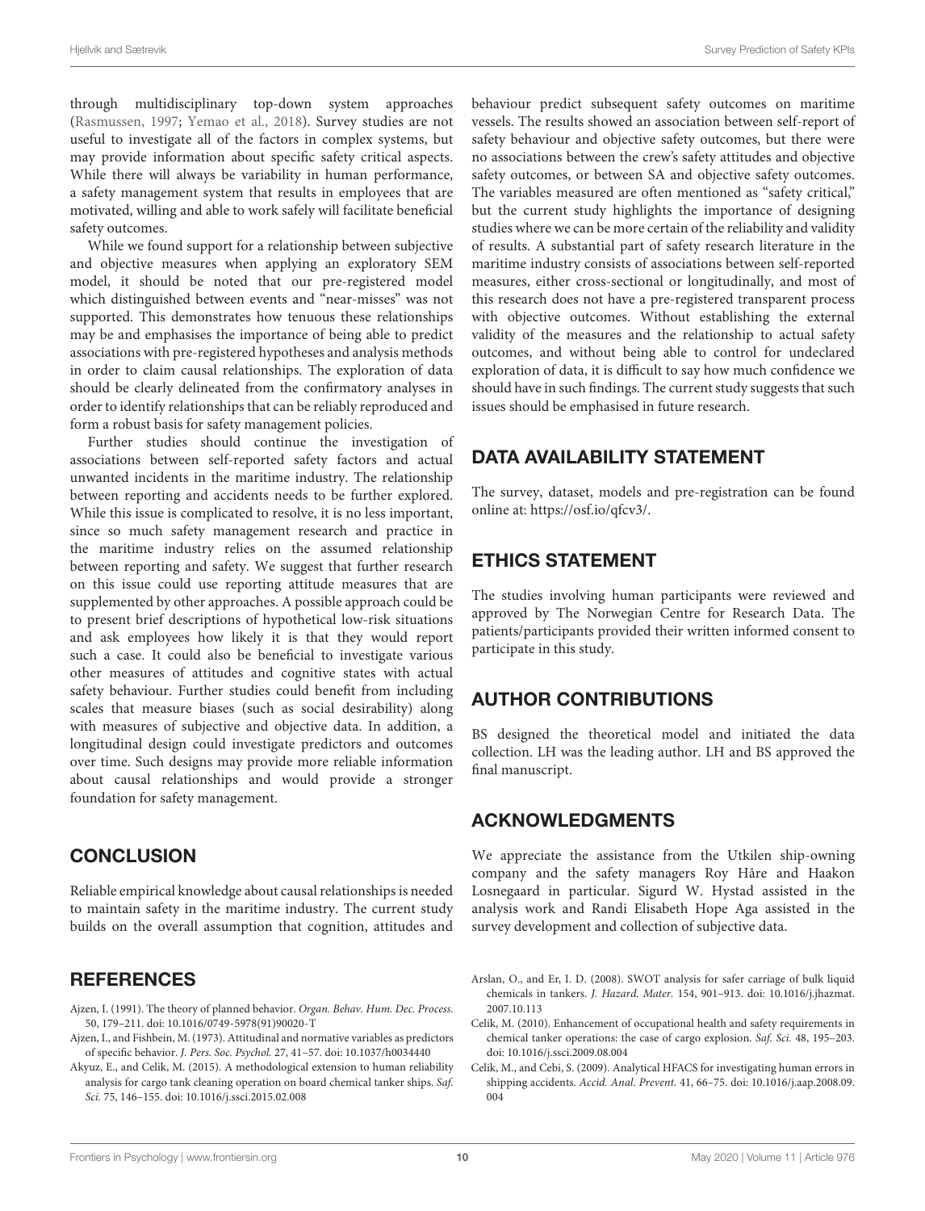through multidisciplinary top-down system approaches (Rasmussen, 1997; Yemao et al., 2018). Survey studies are not useful to investigate all of the factors in complex systems, but may provide information about specific safety critical aspects. While there will always be variability in human performance, a safety management system that results in employees that are motivated, willing and able to work safely will facilitate beneficial safety outcomes.

While we found support for a relationship between subjective and objective measures when applying an exploratory SEM model, it should be noted that our pre-registered model which distinguished between events and "near-misses" was not supported. This demonstrates how tenuous these relationships may be and emphasises the importance of being able to predict associations with pre-registered hypotheses and analysis methods in order to claim causal relationships. The exploration of data should be clearly delineated from the confirmatory analyses in order to identify relationships that can be reliably reproduced and form a robust basis for safety management policies.

Further studies should continue the investigation of associations between self-reported safety factors and actual unwanted incidents in the maritime industry. The relationship between reporting and accidents needs to be further explored. While this issue is complicated to resolve, it is no less important, since so much safety management research and practice in the maritime industry relies on the assumed relationship between reporting and safety. We suggest that further research on this issue could use reporting attitude measures that are supplemented by other approaches. A possible approach could be to present brief descriptions of hypothetical low-risk situations and ask employees how likely it is that they would report such a case. It could also be beneficial to investigate various other measures of attitudes and cognitive states with actual safety behaviour. Further studies could benefit from including scales that measure biases (such as social desirability) along with measures of subjective and objective data. In addition, a longitudinal design could investigate predictors and outcomes over time. Such designs may provide more reliable information about causal relationships and would provide a stronger foundation for safety management.

## CONCLUSION

Reliable empirical knowledge about causal relationships is needed to maintain safety in the maritime industry. The current study builds on the overall assumption that cognition, attitudes and behaviour predict subsequent safety outcomes on maritime vessels. The results showed an association between self-report of safety behaviour and objective safety outcomes, but there were no associations between the crew's safety attitudes and objective safety outcomes, or between SA and objective safety outcomes. The variables measured are often mentioned as "safety critical," but the current study highlights the importance of designing studies where we can be more certain of the reliability and validity of results. A substantial part of safety research literature in the maritime industry consists of associations between self-reported measures, either cross-sectional or longitudinally, and most of this research does not have a pre-registered transparent process with objective outcomes. Without establishing the external validity of the measures and the relationship to actual safety outcomes, and without being able to control for undeclared exploration of data, it is difficult to say how much confidence we should have in such findings. The current study suggests that such issues should be emphasised in future research.

## DATA AVAILABILITY STATEMENT

The survey, dataset, models and pre-registration can be found online at: https://osf.io/qfcv3/.

## ETHICS STATEMENT

The studies involving human participants were reviewed and approved by The Norwegian Centre for Research Data. The patients/participants provided their written informed consent to participate in this study.

## AUTHOR CONTRIBUTIONS

BS designed the theoretical model and initiated the data collection. LH was the leading author. LH and BS approved the final manuscript.

## ACKNOWLEDGMENTS

We appreciate the assistance from the Utkilen ship-owning company and the safety managers Roy Håre and Haakon Losnegaard in particular. Sigurd W. Hystad assisted in the analysis work and Randi Elisabeth Hope Aga assisted in the survey development and collection of subjective data.

## REFERENCES

Ajzen, I. (1991). The theory of planned behavior. *Organ. Behav. Hum. Dec. Process.* 50, 179–211. doi: 10.1016/0749-5978(91)90020-T

Ajzen, I., and Fishbein, M. (1973). Attitudinal and normative variables as predictors of specific behavior. *J. Pers. Soc. Psychol.* 27, 41–57. doi: 10.1037/h0034440

Akyuz, E., and Celik, M. (2015). A methodological extension to human reliability analysis for cargo tank cleaning operation on board chemical tanker ships. *Saf. Sci.* 75, 146–155. doi: 10.1016/j.ssci.2015.02.008

Arslan, O., and Er, I. D. (2008). SWOT analysis for safer carriage of bulk liquid chemicals in tankers. *J. Hazard. Mater.* 154, 901–913. doi: 10.1016/j.jhazmat.2007.10.113

Celik, M. (2010). Enhancement of occupational health and safety requirements in chemical tanker operations: the case of cargo explosion. *Saf. Sci.* 48, 195–203. doi: 10.1016/j.ssci.2009.08.004

Celik, M., and Cebi, S. (2009). Analytical HFACS for investigating human errors in shipping accidents. *Accid. Anal. Prevent.* 41, 66–75. doi: 10.1016/j.aap.2008.09.004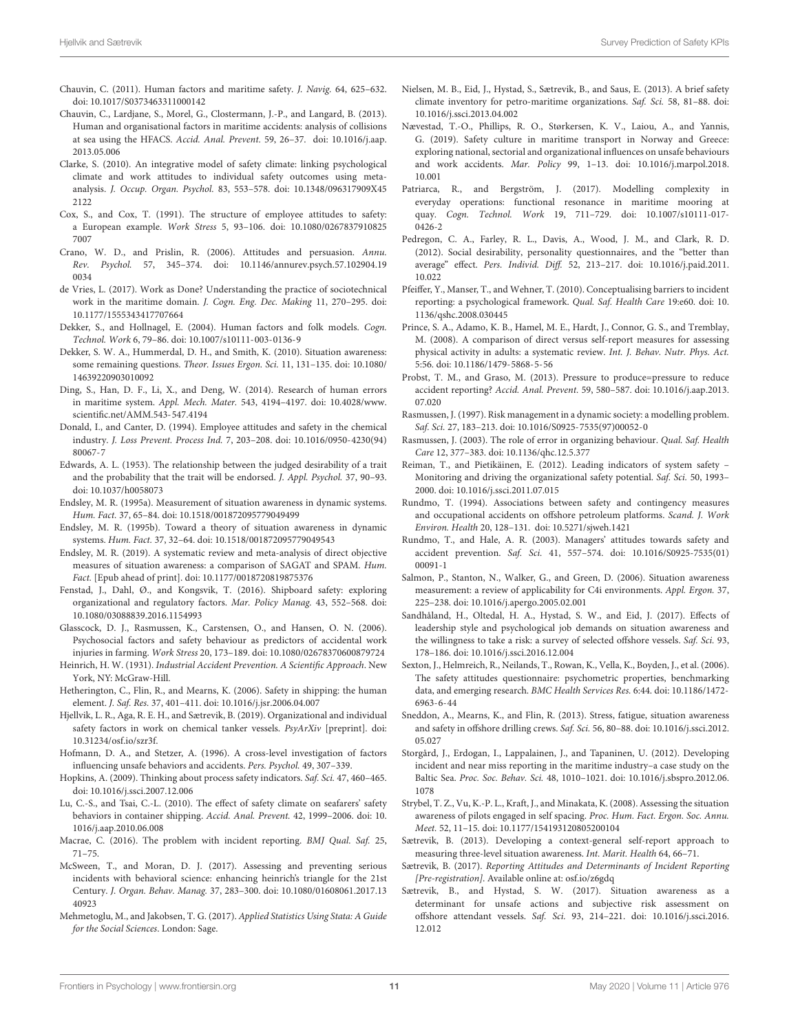Chauvin, C. (2011). Human factors and maritime safety. *J. Navig.* 64, 625–632. doi: 10.1017/S0373463311000142

Chauvin, C., Lardjane, S., Morel, G., Clostermann, J.-P., and Langard, B. (2013). Human and organisational factors in maritime accidents: analysis of collisions at sea using the HFACS. *Accid. Anal. Prevent.* 59, 26–37. doi: 10.1016/j.aap.2013.05.006

Clarke, S. (2010). An integrative model of safety climate: linking psychological climate and work attitudes to individual safety outcomes using meta-analysis. *J. Occup. Organ. Psychol.* 83, 553–578. doi: 10.1348/096317909X452122

Cox, S., and Cox, T. (1991). The structure of employee attitudes to safety: a European example. *Work Stress* 5, 93–106. doi: 10.1080/02678379108257007

Crano, W. D., and Prislin, R. (2006). Attitudes and persuasion. *Annu. Rev. Psychol.* 57, 345–374. doi: 10.1146/annurev.psych.57.102904.190034

de Vries, L. (2017). Work as Done? Understanding the practice of sociotechnical work in the maritime domain. *J. Cogn. Eng. Dec. Making* 11, 270–295. doi: 10.1177/1555343417707664

Dekker, S., and Hollnagel, E. (2004). Human factors and folk models. *Cogn. Technol. Work* 6, 79–86. doi: 10.1007/s10111-003-0136-9

Dekker, S. W. A., Hummerdal, D. H., and Smith, K. (2010). Situation awareness: some remaining questions. *Theor. Issues Ergon. Sci.* 11, 131–135. doi: 10.1080/14639220903010092

Ding, S., Han, D. F., Li, X., and Deng, W. (2014). Research of human errors in maritime system. *Appl. Mech. Mater.* 543, 4194–4197. doi: 10.4028/www.scientific.net/AMM.543-547.4194

Donald, I., and Canter, D. (1994). Employee attitudes and safety in the chemical industry. *J. Loss Prevent. Process Ind.* 7, 203–208. doi: 10.1016/0950-4230(94)80067-7

Edwards, A. L. (1953). The relationship between the judged desirability of a trait and the probability that the trait will be endorsed. *J. Appl. Psychol.* 37, 90–93. doi: 10.1037/h0058073

Endsley, M. R. (1995a). Measurement of situation awareness in dynamic systems. *Hum. Fact.* 37, 65–84. doi: 10.1518/001872095779049499

Endsley, M. R. (1995b). Toward a theory of situation awareness in dynamic systems. *Hum. Fact.* 37, 32–64. doi: 10.1518/001872095779049543

Endsley, M. R. (2019). A systematic review and meta-analysis of direct objective measures of situation awareness: a comparison of SAGAT and SPAM. *Hum. Fact.* [Epub ahead of print]. doi: 10.1177/0018720819875376

Fenstad, J., Dahl, Ø., and Kongsvik, T. (2016). Shipboard safety: exploring organizational and regulatory factors. *Mar. Policy Manag.* 43, 552–568. doi: 10.1080/03088839.2016.1154993

Glasscock, D. J., Rasmussen, K., Carstensen, O., and Hansen, O. N. (2006). Psychosocial factors and safety behaviour as predictors of accidental work injuries in farming. *Work Stress* 20, 173–189. doi: 10.1080/02678370600879724

Heinrich, H. W. (1931). *Industrial Accident Prevention. A Scientific Approach*. New York, NY: McGraw-Hill.

Hetherington, C., Flin, R., and Mearns, K. (2006). Safety in shipping: the human element. *J. Saf. Res.* 37, 401–411. doi: 10.1016/j.jsr.2006.04.007

Hjellvik, L. R., Aga, R. E. H., and Sætrevik, B. (2019). Organizational and individual safety factors in work on chemical tanker vessels. *PsyArXiv* [preprint]. doi: 10.31234/osf.io/szr3f.

Hofmann, D. A., and Stetzer, A. (1996). A cross-level investigation of factors influencing unsafe behaviors and accidents. *Pers. Psychol.* 49, 307–339.

Hopkins, A. (2009). Thinking about process safety indicators. *Saf. Sci.* 47, 460–465. doi: 10.1016/j.ssci.2007.12.006

Lu, C.-S., and Tsai, C.-L. (2010). The effect of safety climate on seafarers' safety behaviors in container shipping. *Accid. Anal. Prevent.* 42, 1999–2006. doi: 10.1016/j.aap.2010.06.008

Macrae, C. (2016). The problem with incident reporting. *BMJ Qual. Saf.* 25, 71–75.

McSween, T., and Moran, D. J. (2017). Assessing and preventing serious incidents with behavioral science: enhancing heinrich's triangle for the 21st Century. *J. Organ. Behav. Manag.* 37, 283–300. doi: 10.1080/01608061.2017.1340923

Mehmetoglu, M., and Jakobsen, T. G. (2017). *Applied Statistics Using Stata: A Guide for the Social Sciences*. London: Sage.

Nielsen, M. B., Eid, J., Hystad, S., Sætrevik, B., and Saus, E. (2013). A brief safety climate inventory for petro-maritime organizations. *Saf. Sci.* 58, 81–88. doi: 10.1016/j.ssci.2013.04.002

Nævestad, T.-O., Phillips, R. O., Størkersen, K. V., Laiou, A., and Yannis, G. (2019). Safety culture in maritime transport in Norway and Greece: exploring national, sectorial and organizational influences on unsafe behaviours and work accidents. *Mar. Policy* 99, 1–13. doi: 10.1016/j.marpol.2018.10.001

Patriarca, R., and Bergström, J. (2017). Modelling complexity in everyday operations: functional resonance in maritime mooring at quay. *Cogn. Technol. Work* 19, 711–729. doi: 10.1007/s10111-017-0426-2

Pedregon, C. A., Farley, R. L., Davis, A., Wood, J. M., and Clark, R. D. (2012). Social desirability, personality questionnaires, and the "better than average" effect. *Pers. Individ. Diff.* 52, 213–217. doi: 10.1016/j.paid.2011.10.022

Pfeiffer, Y., Manser, T., and Wehner, T. (2010). Conceptualising barriers to incident reporting: a psychological framework. *Qual. Saf. Health Care* 19:e60. doi: 10.1136/qshc.2008.030445

Prince, S. A., Adamo, K. B., Hamel, M. E., Hardt, J., Connor, G. S., and Tremblay, M. (2008). A comparison of direct versus self-report measures for assessing physical activity in adults: a systematic review. *Int. J. Behav. Nutr. Phys. Act.* 5:56. doi: 10.1186/1479-5868-5-56

Probst, T. M., and Graso, M. (2013). Pressure to produce=pressure to reduce accident reporting? *Accid. Anal. Prevent.* 59, 580–587. doi: 10.1016/j.aap.2013.07.020

Rasmussen, J. (1997). Risk management in a dynamic society: a modelling problem. *Saf. Sci.* 27, 183–213. doi: 10.1016/S0925-7535(97)00052-0

Rasmussen, J. (2003). The role of error in organizing behaviour. *Qual. Saf. Health Care* 12, 377–383. doi: 10.1136/qhc.12.5.377

Reiman, T., and Pietikäinen, E. (2012). Leading indicators of system safety – Monitoring and driving the organizational safety potential. *Saf. Sci.* 50, 1993–2000. doi: 10.1016/j.ssci.2011.07.015

Rundmo, T. (1994). Associations between safety and contingency measures and occupational accidents on offshore petroleum platforms. *Scand. J. Work Environ. Health* 20, 128–131. doi: 10.5271/sjweh.1421

Rundmo, T., and Hale, A. R. (2003). Managers' attitudes towards safety and accident prevention. *Saf. Sci.* 41, 557–574. doi: 10.1016/S0925-7535(01)00091-1

Salmon, P., Stanton, N., Walker, G., and Green, D. (2006). Situation awareness measurement: a review of applicability for C4i environments. *Appl. Ergon.* 37, 225–238. doi: 10.1016/j.apergo.2005.02.001

Sandhåland, H., Oltedal, H. A., Hystad, S. W., and Eid, J. (2017). Effects of leadership style and psychological job demands on situation awareness and the willingness to take a risk: a survey of selected offshore vessels. *Saf. Sci.* 93, 178–186. doi: 10.1016/j.ssci.2016.12.004

Sexton, J., Helmreich, R., Neilands, T., Rowan, K., Vella, K., Boyden, J., et al. (2006). The safety attitudes questionnaire: psychometric properties, benchmarking data, and emerging research. *BMC Health Services Res.* 6:44. doi: 10.1186/1472-6963-6-44

Sneddon, A., Mearns, K., and Flin, R. (2013). Stress, fatigue, situation awareness and safety in offshore drilling crews. *Saf. Sci.* 56, 80–88. doi: 10.1016/j.ssci.2012.05.027

Storgård, J., Erdogan, I., Lappalainen, J., and Tapaninen, U. (2012). Developing incident and near miss reporting in the maritime industry–a case study on the Baltic Sea. *Proc. Soc. Behav. Sci.* 48, 1010–1021. doi: 10.1016/j.sbspro.2012.06.1078

Strybel, T. Z., Vu, K.-P. L., Kraft, J., and Minakata, K. (2008). Assessing the situation awareness of pilots engaged in self spacing. *Proc. Hum. Fact. Ergon. Soc. Annu. Meet.* 52, 11–15. doi: 10.1177/154193120805200104

Sætrevik, B. (2013). Developing a context-general self-report approach to measuring three-level situation awareness. *Int. Marit. Health* 64, 66–71.

Sætrevik, B. (2017). *Reporting Attitudes and Determinants of Incident Reporting [Pre-registration]*. Available online at: osf.io/z6gdq

Sætrevik, B., and Hystad, S. W. (2017). Situation awareness as a determinant for unsafe actions and subjective risk assessment on offshore attendant vessels. *Saf. Sci.* 93, 214–221. doi: 10.1016/j.ssci.2016.12.012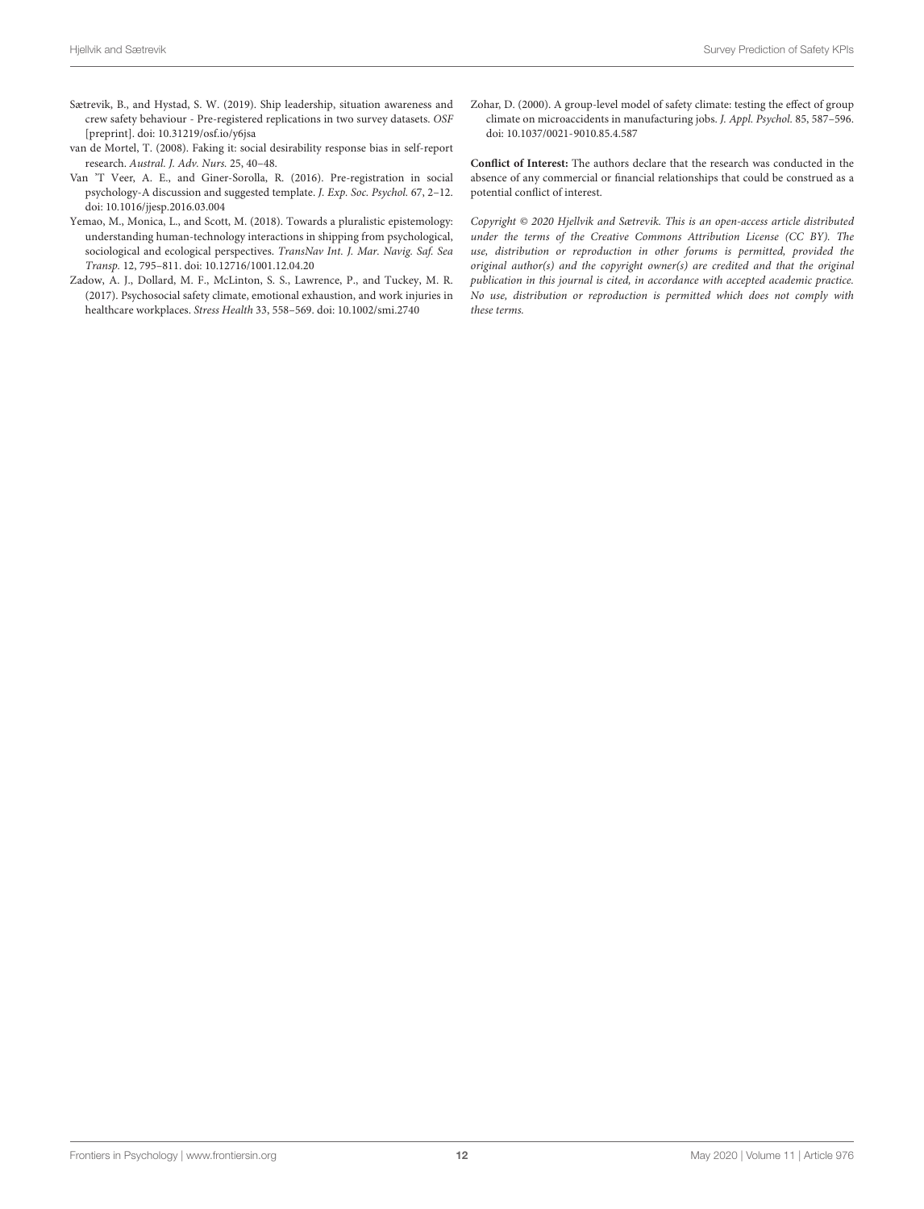Sætrevik, B., and Hystad, S. W. (2019). Ship leadership, situation awareness and crew safety behaviour - Pre-registered replications in two survey datasets. *OSF* [preprint]. doi: 10.31219/osf.io/y6jsa

van de Mortel, T. (2008). Faking it: social desirability response bias in self-report research. *Austral. J. Adv. Nurs.* 25, 40–48.

Van 'T Veer, A. E., and Giner-Sorolla, R. (2016). Pre-registration in social psychology-A discussion and suggested template. *J. Exp. Soc. Psychol.* 67, 2–12. doi: 10.1016/jjesp.2016.03.004

Yemao, M., Monica, L., and Scott, M. (2018). Towards a pluralistic epistemology: understanding human-technology interactions in shipping from psychological, sociological and ecological perspectives. *TransNav Int. J. Mar. Navig. Saf. Sea Transp.* 12, 795–811. doi: 10.12716/1001.12.04.20

Zadow, A. J., Dollard, M. F., McLinton, S. S., Lawrence, P., and Tuckey, M. R. (2017). Psychosocial safety climate, emotional exhaustion, and work injuries in healthcare workplaces. *Stress Health* 33, 558–569. doi: 10.1002/smi.2740

Zohar, D. (2000). A group-level model of safety climate: testing the effect of group climate on microaccidents in manufacturing jobs. *J. Appl. Psychol.* 85, 587–596. doi: 10.1037/0021-9010.85.4.587

**Conflict of Interest:** The authors declare that the research was conducted in the absence of any commercial or financial relationships that could be construed as a potential conflict of interest.

*Copyright © 2020 Hjellvik and Sætrevik. This is an open-access article distributed under the terms of the Creative Commons Attribution License (CC BY). The use, distribution or reproduction in other forums is permitted, provided the original author(s) and the copyright owner(s) are credited and that the original publication in this journal is cited, in accordance with accepted academic practice. No use, distribution or reproduction is permitted which does not comply with these terms.*